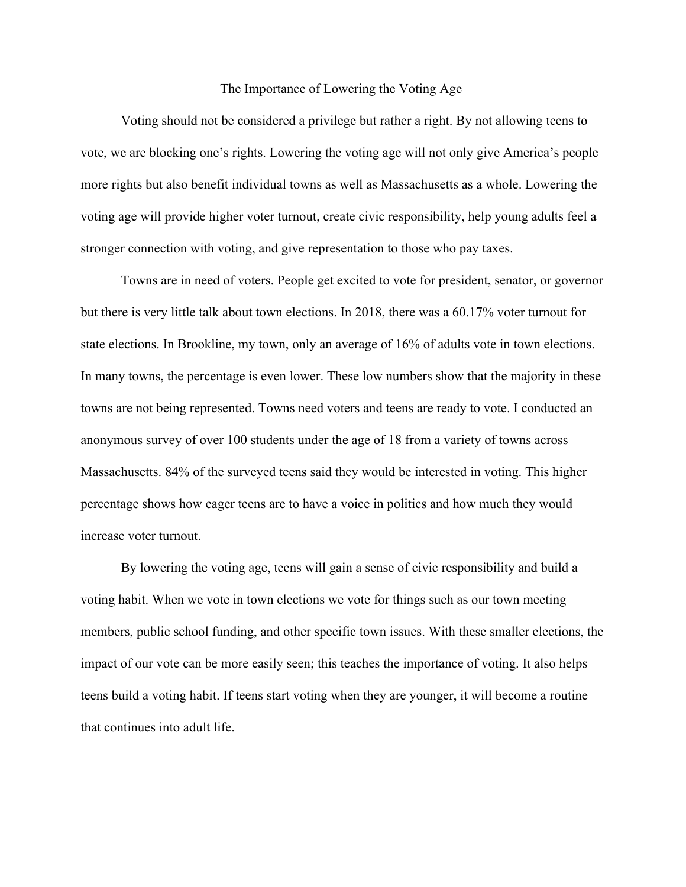# The Importance of Lowering the Voting Age

Voting should not be considered a privilege but rather a right. By not allowing teens to vote, we are blocking one's rights. Lowering the voting age will not only give America's people more rights but also benefit individual towns as well as Massachusetts as a whole. Lowering the voting age will provide higher voter turnout, create civic responsibility, help young adults feel a stronger connection with voting, and give representation to those who pay taxes.

Towns are in need of voters. People get excited to vote for president, senator, or governor but there is very little talk about town elections. In 2018, there was a 60.17% voter turnout for state elections. In Brookline, my town, only an average of 16% of adults vote in town elections. In many towns, the percentage is even lower. These low numbers show that the majority in these towns are not being represented. Towns need voters and teens are ready to vote. I conducted an anonymous survey of over 100 students under the age of 18 from a variety of towns across Massachusetts. 84% of the surveyed teens said they would be interested in voting. This higher percentage shows how eager teens are to have a voice in politics and how much they would increase voter turnout.

By lowering the voting age, teens will gain a sense of civic responsibility and build a voting habit. When we vote in town elections we vote for things such as our town meeting members, public school funding, and other specific town issues. With these smaller elections, the impact of our vote can be more easily seen; this teaches the importance of voting. It also helps teens build a voting habit. If teens start voting when they are younger, it will become a routine that continues into adult life.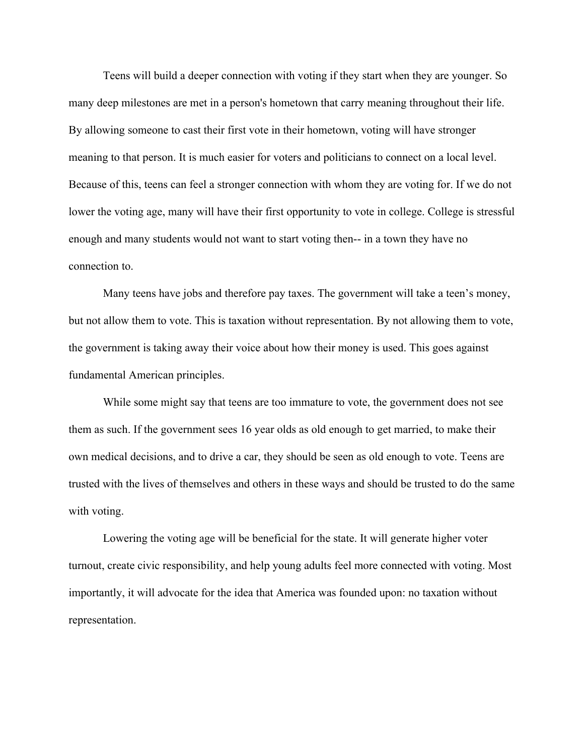Teens will build a deeper connection with voting if they start when they are younger. So many deep milestones are met in a person's hometown that carry meaning throughout their life. By allowing someone to cast their first vote in their hometown, voting will have stronger meaning to that person. It is much easier for voters and politicians to connect on a local level. Because of this, teens can feel a stronger connection with whom they are voting for. If we do not lower the voting age, many will have their first opportunity to vote in college. College is stressful enough and many students would not want to start voting then-- in a town they have no connection to.

Many teens have jobs and therefore pay taxes. The government will take a teen's money, but not allow them to vote. This is taxation without representation. By not allowing them to vote, the government is taking away their voice about how their money is used. This goes against fundamental American principles.

While some might say that teens are too immature to vote, the government does not see them as such. If the government sees 16 year olds as old enough to get married, to make their own medical decisions, and to drive a car, they should be seen as old enough to vote. Teens are trusted with the lives of themselves and others in these ways and should be trusted to do the same with voting.

Lowering the voting age will be beneficial for the state. It will generate higher voter turnout, create civic responsibility, and help young adults feel more connected with voting. Most importantly, it will advocate for the idea that America was founded upon: no taxation without representation.